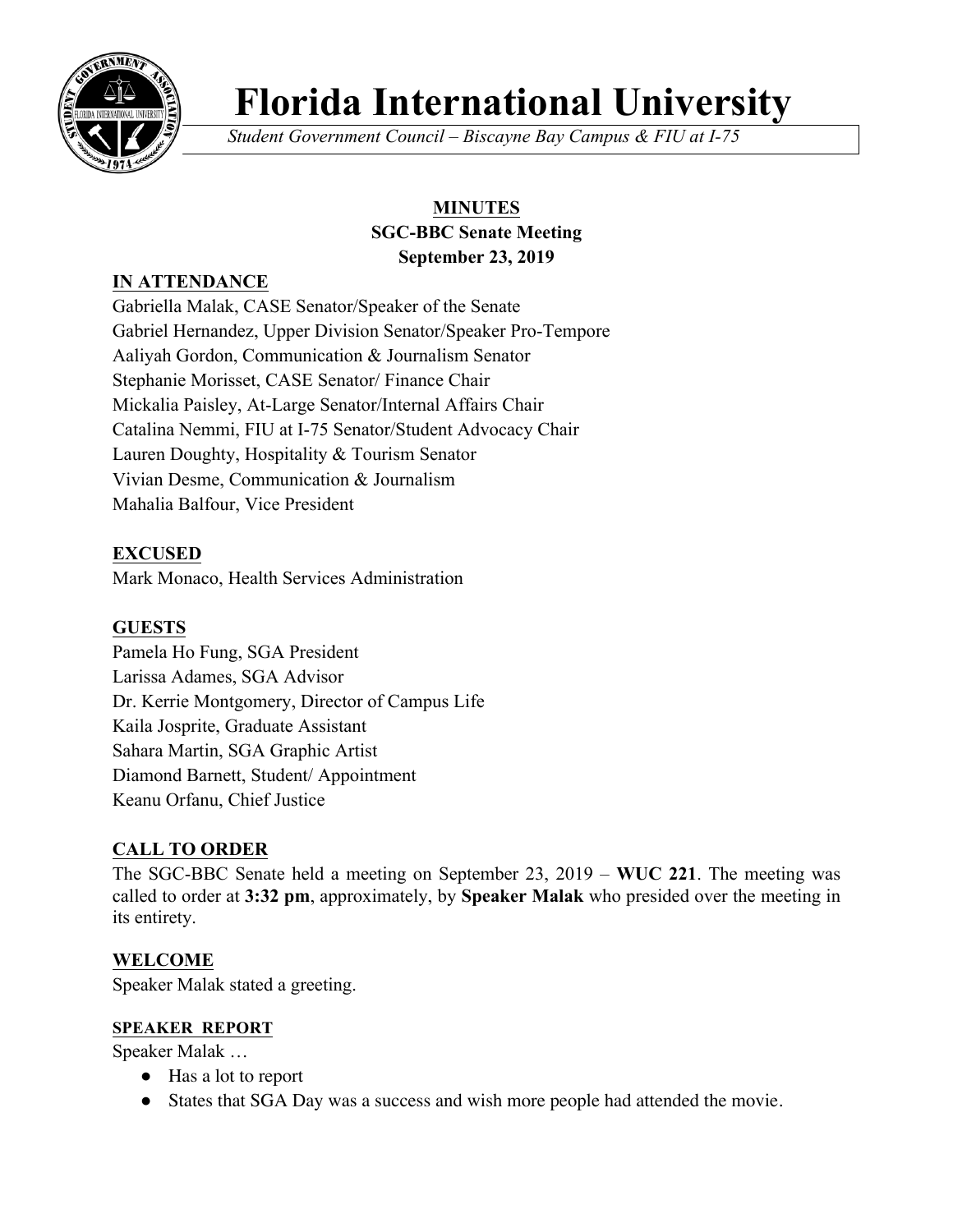# Florida International University

*Student Government Council – Biscayne Bay Campus & FIU at I-75*

## MINUTES
## SGC-BBC Senate Meeting
## September 23, 2019

### IN ATTENDANCE

Gabriella Malak, CASE Senator/Speaker of the Senate
Gabriel Hernandez, Upper Division Senator/Speaker Pro-Tempore
Aaliyah Gordon, Communication & Journalism Senator
Stephanie Morisset, CASE Senator/ Finance Chair
Mickalia Paisley, At-Large Senator/Internal Affairs Chair
Catalina Nemmi, FIU at I-75 Senator/Student Advocacy Chair
Lauren Doughty, Hospitality & Tourism Senator
Vivian Desme, Communication & Journalism
Mahalia Balfour, Vice President

### EXCUSED

Mark Monaco, Health Services Administration

### GUESTS

Pamela Ho Fung, SGA President
Larissa Adames, SGA Advisor
Dr. Kerrie Montgomery, Director of Campus Life
Kaila Josprite, Graduate Assistant
Sahara Martin, SGA Graphic Artist
Diamond Barnett, Student/ Appointment
Keanu Orfanu, Chief Justice

### CALL TO ORDER

The SGC-BBC Senate held a meeting on September 23, 2019 – **WUC 221**. The meeting was called to order at **3:32 pm**, approximately, by **Speaker Malak** who presided over the meeting in its entirety.

### WELCOME

Speaker Malak stated a greeting.

### SPEAKER REPORT

Speaker Malak …

- Has a lot to report
- States that SGA Day was a success and wish more people had attended the movie.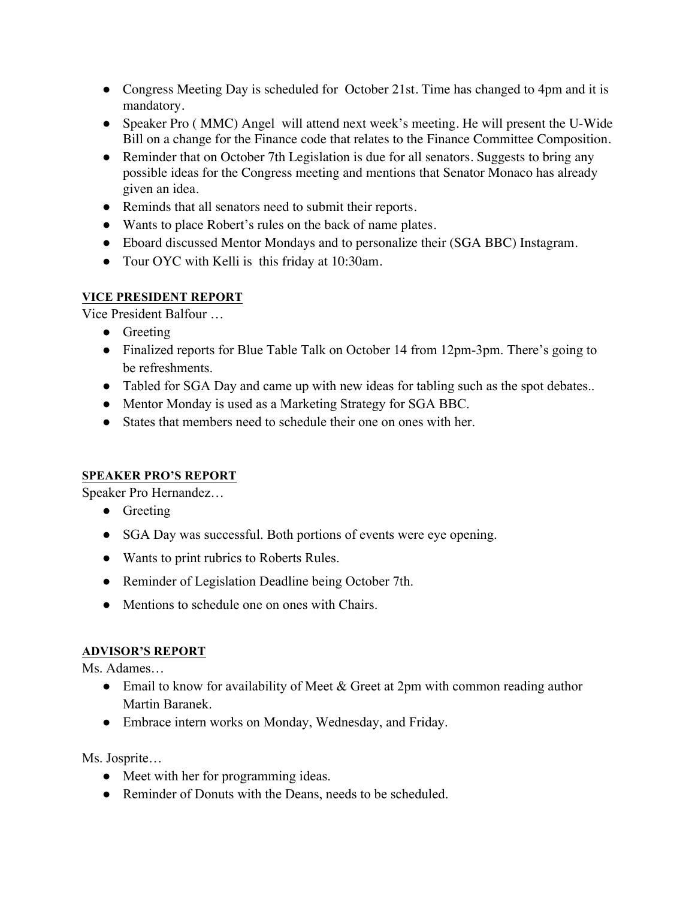- Congress Meeting Day is scheduled for October 21st. Time has changed to 4pm and it is mandatory.
- Speaker Pro ( MMC) Angel will attend next week's meeting. He will present the U-Wide Bill on a change for the Finance code that relates to the Finance Committee Composition.
- Reminder that on October 7th Legislation is due for all senators. Suggests to bring any possible ideas for the Congress meeting and mentions that Senator Monaco has already given an idea.
- Reminds that all senators need to submit their reports.
- Wants to place Robert's rules on the back of name plates.
- Eboard discussed Mentor Mondays and to personalize their (SGA BBC) Instagram.
- Tour OYC with Kelli is this friday at 10:30am.

**VICE PRESIDENT REPORT**

Vice President Balfour …

- Greeting
- Finalized reports for Blue Table Talk on October 14 from 12pm-3pm. There's going to be refreshments.
- Tabled for SGA Day and came up with new ideas for tabling such as the spot debates..
- Mentor Monday is used as a Marketing Strategy for SGA BBC.
- States that members need to schedule their one on ones with her.

**SPEAKER PRO'S REPORT**

Speaker Pro Hernandez…

- Greeting
- SGA Day was successful. Both portions of events were eye opening.
- Wants to print rubrics to Roberts Rules.
- Reminder of Legislation Deadline being October 7th.
- Mentions to schedule one on ones with Chairs.

**ADVISOR'S REPORT**

Ms. Adames…

- Email to know for availability of Meet & Greet at 2pm with common reading author Martin Baranek.
- Embrace intern works on Monday, Wednesday, and Friday.

Ms. Josprite…

- Meet with her for programming ideas.
- Reminder of Donuts with the Deans, needs to be scheduled.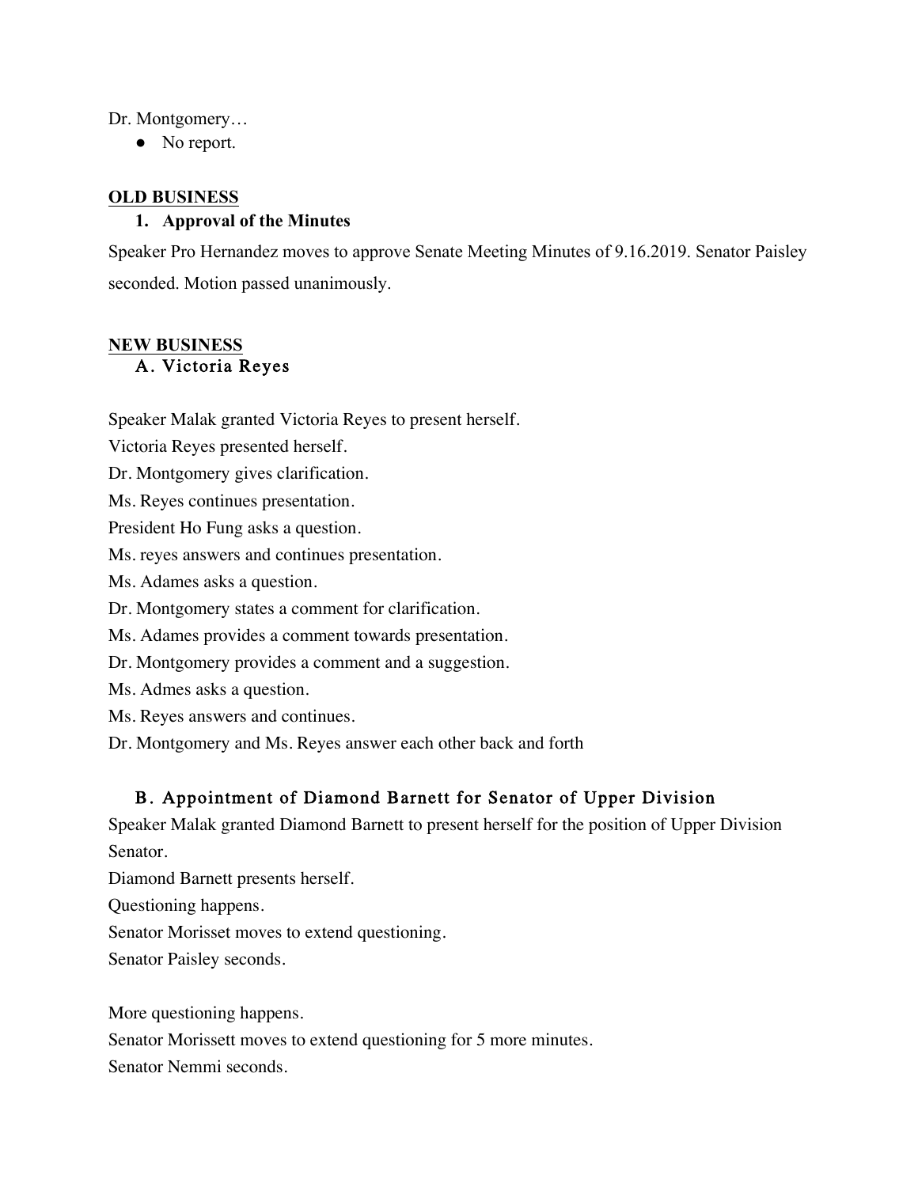Dr. Montgomery…

- No report.

## OLD BUSINESS

### 1. Approval of the Minutes

Speaker Pro Hernandez moves to approve Senate Meeting Minutes of 9.16.2019. Senator Paisley seconded. Motion passed unanimously.

## NEW BUSINESS

### A. Victoria Reyes

Speaker Malak granted Victoria Reyes to present herself.

Victoria Reyes presented herself.

Dr. Montgomery gives clarification.

Ms. Reyes continues presentation.

President Ho Fung asks a question.

Ms. reyes answers and continues presentation.

Ms. Adames asks a question.

Dr. Montgomery states a comment for clarification.

Ms. Adames provides a comment towards presentation.

Dr. Montgomery provides a comment and a suggestion.

Ms. Admes asks a question.

Ms. Reyes answers and continues.

Dr. Montgomery and Ms. Reyes answer each other back and forth

### B. Appointment of Diamond Barnett for Senator of Upper Division

Speaker Malak granted Diamond Barnett to present herself for the position of Upper Division Senator.

Diamond Barnett presents herself.

Questioning happens.

Senator Morisset moves to extend questioning.

Senator Paisley seconds.

More questioning happens.

Senator Morissett moves to extend questioning for 5 more minutes.

Senator Nemmi seconds.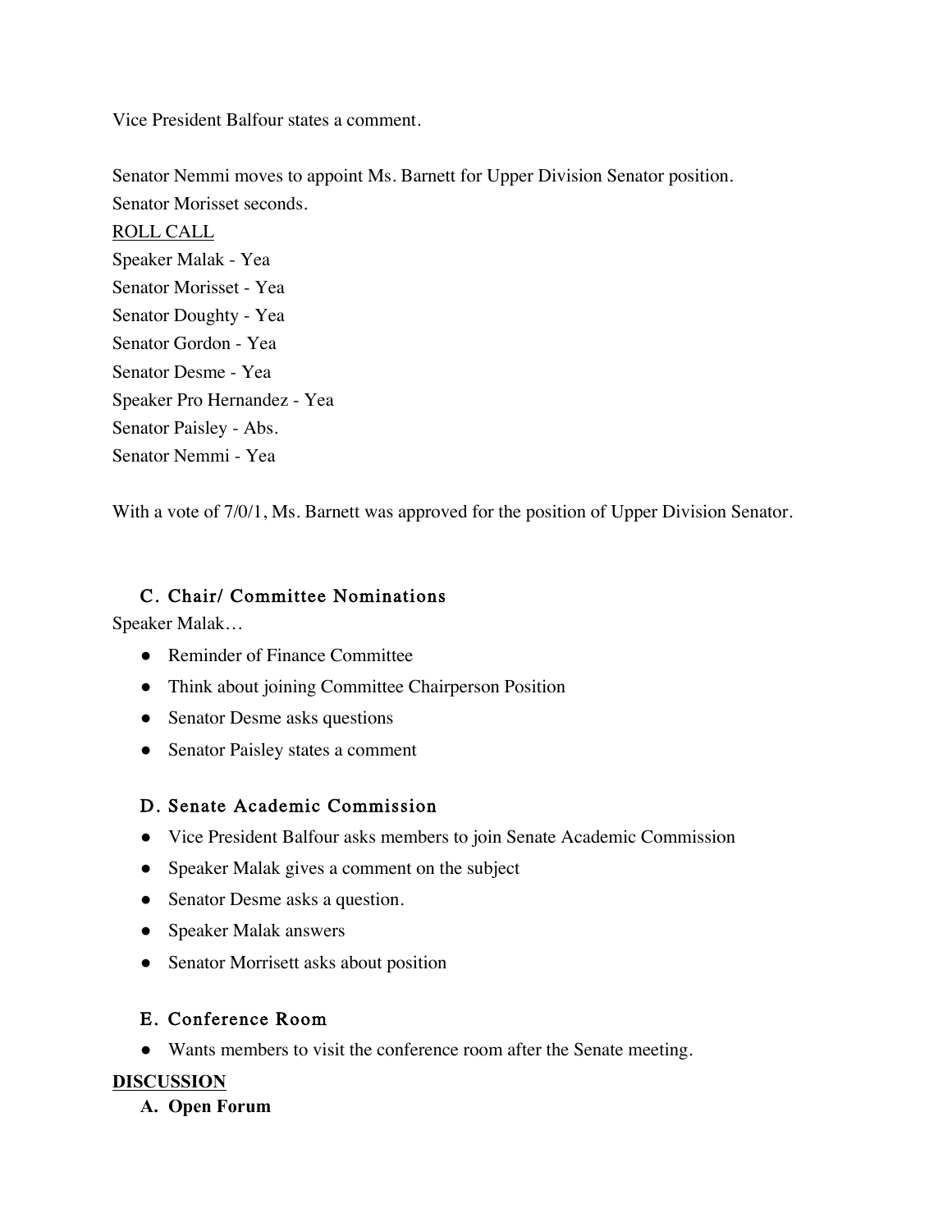Vice President Balfour states a comment.

Senator Nemmi moves to appoint Ms. Barnett for Upper Division Senator position.
Senator Morisset seconds.

ROLL CALL

Speaker Malak - Yea
Senator Morisset - Yea
Senator Doughty - Yea
Senator Gordon - Yea
Senator Desme - Yea
Speaker Pro Hernandez - Yea
Senator Paisley - Abs.
Senator Nemmi - Yea

With a vote of 7/0/1, Ms. Barnett was approved for the position of Upper Division Senator.

### C. Chair/ Committee Nominations

Speaker Malak…

- Reminder of Finance Committee
- Think about joining Committee Chairperson Position
- Senator Desme asks questions
- Senator Paisley states a comment

### D. Senate Academic Commission

- Vice President Balfour asks members to join Senate Academic Commission
- Speaker Malak gives a comment on the subject
- Senator Desme asks a question.
- Speaker Malak answers
- Senator Morrisett asks about position

### E. Conference Room

- Wants members to visit the conference room after the Senate meeting.

## DISCUSSION

**A. Open Forum**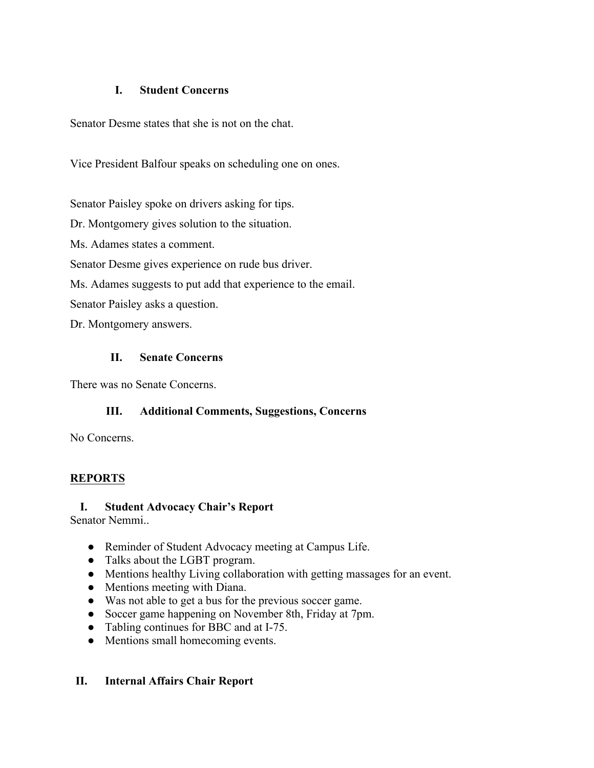### I. Student Concerns

Senator Desme states that she is not on the chat.

Vice President Balfour speaks on scheduling one on ones.

Senator Paisley spoke on drivers asking for tips.

Dr. Montgomery gives solution to the situation.

Ms. Adames states a comment.

Senator Desme gives experience on rude bus driver.

Ms. Adames suggests to put add that experience to the email.

Senator Paisley asks a question.

Dr. Montgomery answers.

### II. Senate Concerns

There was no Senate Concerns.

### III. Additional Comments, Suggestions, Concerns

No Concerns.

## REPORTS

### I. Student Advocacy Chair's Report

Senator Nemmi..

- Reminder of Student Advocacy meeting at Campus Life.
- Talks about the LGBT program.
- Mentions healthy Living collaboration with getting massages for an event.
- Mentions meeting with Diana.
- Was not able to get a bus for the previous soccer game.
- Soccer game happening on November 8th, Friday at 7pm.
- Tabling continues for BBC and at I-75.
- Mentions small homecoming events.

### II. Internal Affairs Chair Report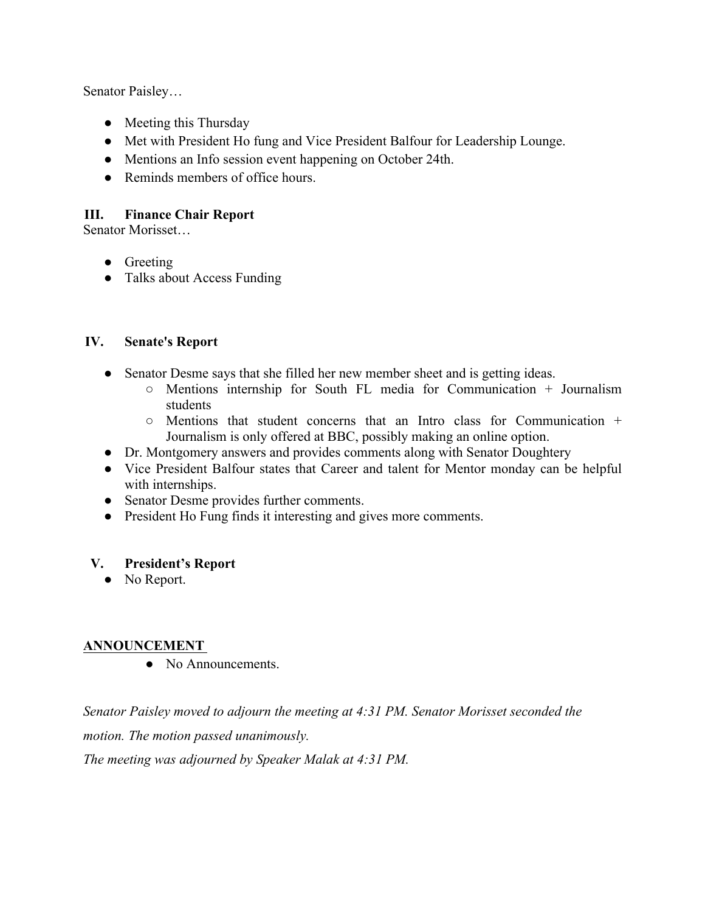Senator Paisley…

- Meeting this Thursday
- Met with President Ho fung and Vice President Balfour for Leadership Lounge.
- Mentions an Info session event happening on October 24th.
- Reminds members of office hours.

### III. Finance Chair Report

Senator Morisset…

- Greeting
- Talks about Access Funding

### IV. Senate's Report

- Senator Desme says that she filled her new member sheet and is getting ideas.
  - Mentions internship for South FL media for Communication + Journalism students
  - Mentions that student concerns that an Intro class for Communication + Journalism is only offered at BBC, possibly making an online option.
- Dr. Montgomery answers and provides comments along with Senator Doughtery
- Vice President Balfour states that Career and talent for Mentor monday can be helpful with internships.
- Senator Desme provides further comments.
- President Ho Fung finds it interesting and gives more comments.

### V. President's Report

- No Report.

**ANNOUNCEMENT**

- No Announcements.

*Senator Paisley moved to adjourn the meeting at 4:31 PM. Senator Morisset seconded the motion. The motion passed unanimously.*

*The meeting was adjourned by Speaker Malak at 4:31 PM.*